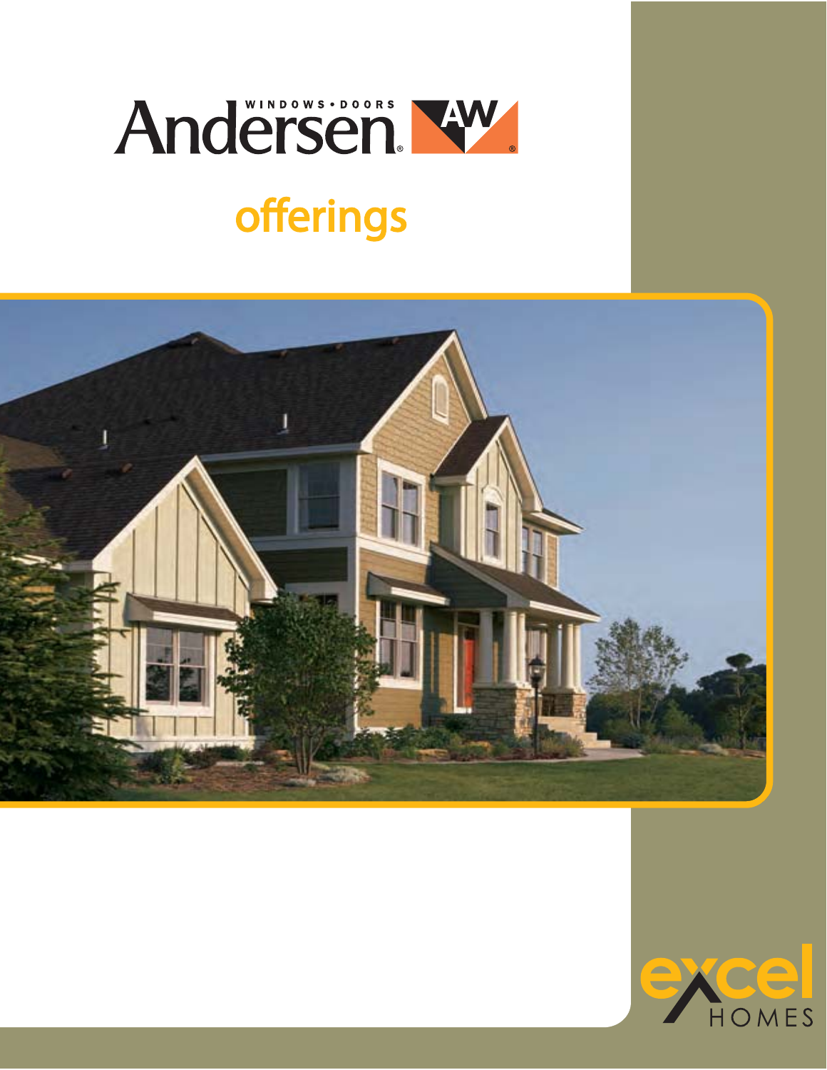# Andersen® WINDOWS • DOORS

## offerings

excel HOMES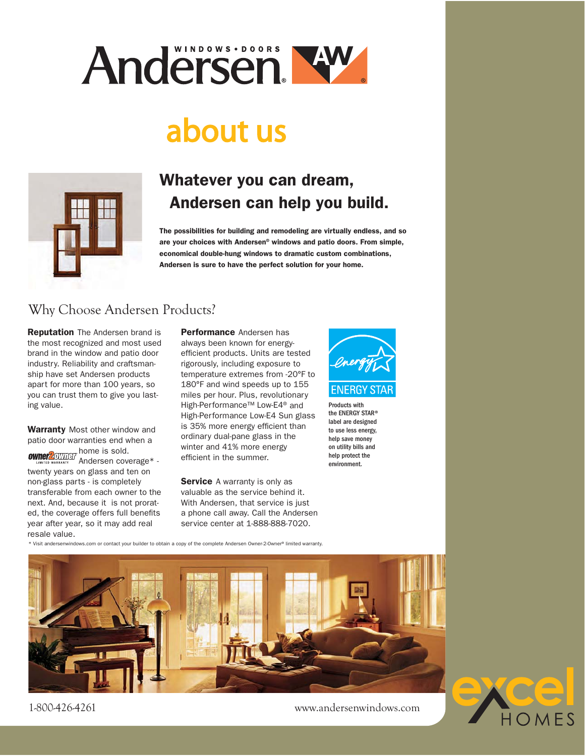# Andersen WINDOWS • DOORS

# about us

## Whatever you can dream, Andersen can help you build.

**The possibilities for building and remodeling are virtually endless, and so are your choices with Andersen® windows and patio doors. From simple, economical double-hung windows to dramatic custom combinations, Andersen is sure to have the perfect solution for your home.**

## Why Choose Andersen Products?

**Reputation** The Andersen brand is the most recognized and most used brand in the window and patio door industry. Reliability and craftsmanship have set Andersen products apart for more than 100 years, so you can trust them to give you lasting value.

**Warranty** Most other window and patio door warranties end when a home is sold. Owner2Owner Limited Warranty Andersen coverage* - twenty years on glass and ten on non-glass parts - is completely transferable from each owner to the next. And, because it is not prorated, the coverage offers full benefits year after year, so it may add real resale value.

**Performance** Andersen has always been known for energy-efficient products. Units are tested rigorously, including exposure to temperature extremes from -20°F to 180°F and wind speeds up to 155 miles per hour. Plus, revolutionary High-Performance™ Low-E4® and High-Performance Low-E4 Sun glass is 35% more energy efficient than ordinary dual-pane glass in the winter and 41% more energy efficient in the summer.

**Service** A warranty is only as valuable as the service behind it. With Andersen, that service is just a phone call away. Call the Andersen service center at 1-888-888-7020.

ENERGY STAR

Products with the ENERGY STAR® label are designed to use less energy, help save money on utility bills and help protect the environment.

\* Visit andersenwindows.com or contact your builder to obtain a copy of the complete Andersen Owner-2-Owner® limited warranty.

1-800-426-4261

www.andersenwindows.com

excel HOMES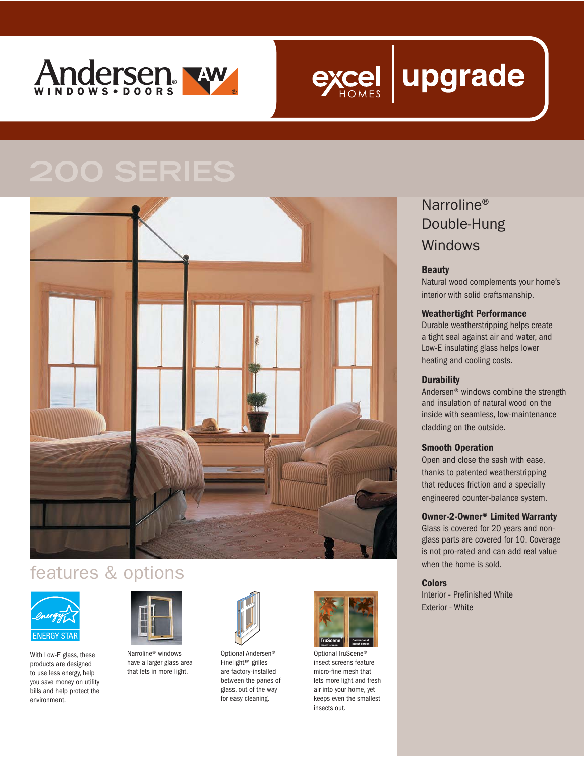Andersen® WINDOWS • DOORS

excel HOMES | upgrade

# 200 SERIES

## Narroline® Double-Hung Windows

**Beauty**
Natural wood complements your home's interior with solid craftsmanship.

**Weathertight Performance**
Durable weatherstripping helps create a tight seal against air and water, and Low-E insulating glass helps lower heating and cooling costs.

**Durability**
Andersen® windows combine the strength and insulation of natural wood on the inside with seamless, low-maintenance cladding on the outside.

**Smooth Operation**
Open and close the sash with ease, thanks to patented weatherstripping that reduces friction and a specially engineered counter-balance system.

**Owner-2-Owner® Limited Warranty**
Glass is covered for 20 years and non-glass parts are covered for 10. Coverage is not pro-rated and can add real value when the home is sold.

**Colors**
Interior - Prefinished White
Exterior - White

## features & options

ENERGY STAR

With Low-E glass, these products are designed to use less energy, help you save money on utility bills and help protect the environment.

Narroline® windows have a larger glass area that lets in more light.

Optional Andersen® Finelight™ grilles are factory-installed between the panes of glass, out of the way for easy cleaning.

TruScene insect screen | Conventional insect screen

Optional TruScene® insect screens feature micro-fine mesh that lets more light and fresh air into your home, yet keeps even the smallest insects out.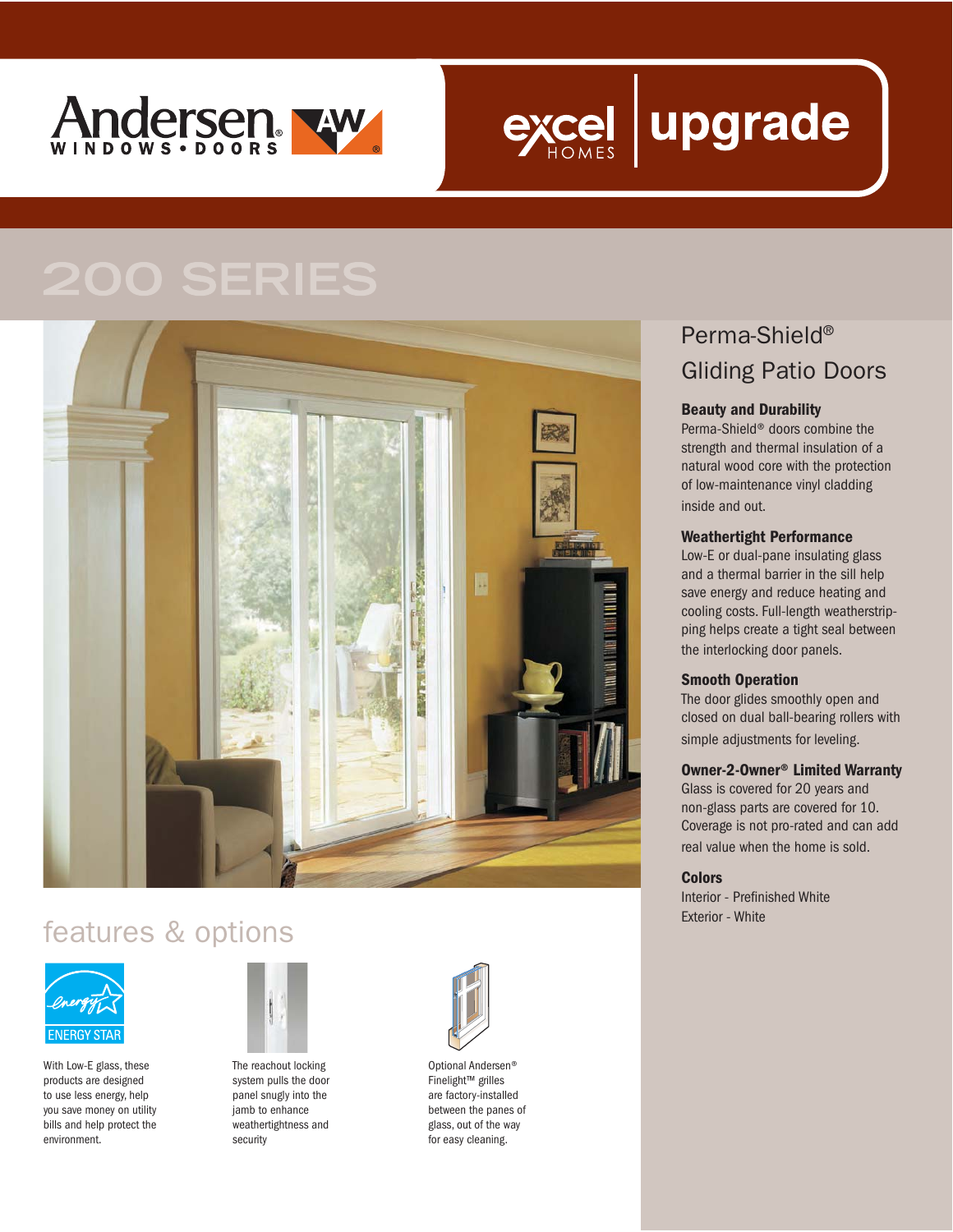Andersen® WINDOWS • DOORS

excel HOMES | upgrade

# 200 SERIES

## Perma-Shield® Gliding Patio Doors

**Beauty and Durability**
Perma-Shield® doors combine the strength and thermal insulation of a natural wood core with the protection of low-maintenance vinyl cladding inside and out.

**Weathertight Performance**
Low-E or dual-pane insulating glass and a thermal barrier in the sill help save energy and reduce heating and cooling costs. Full-length weatherstripping helps create a tight seal between the interlocking door panels.

**Smooth Operation**
The door glides smoothly open and closed on dual ball-bearing rollers with simple adjustments for leveling.

**Owner-2-Owner® Limited Warranty**
Glass is covered for 20 years and non-glass parts are covered for 10. Coverage is not pro-rated and can add real value when the home is sold.

**Colors**
Interior - Prefinished White
Exterior - White

## features & options

ENERGY STAR

With Low-E glass, these products are designed to use less energy, help you save money on utility bills and help protect the environment.

The reachout locking system pulls the door panel snugly into the jamb to enhance weathertightness and security

Optional Andersen® Finelight™ grilles are factory-installed between the panes of glass, out of the way for easy cleaning.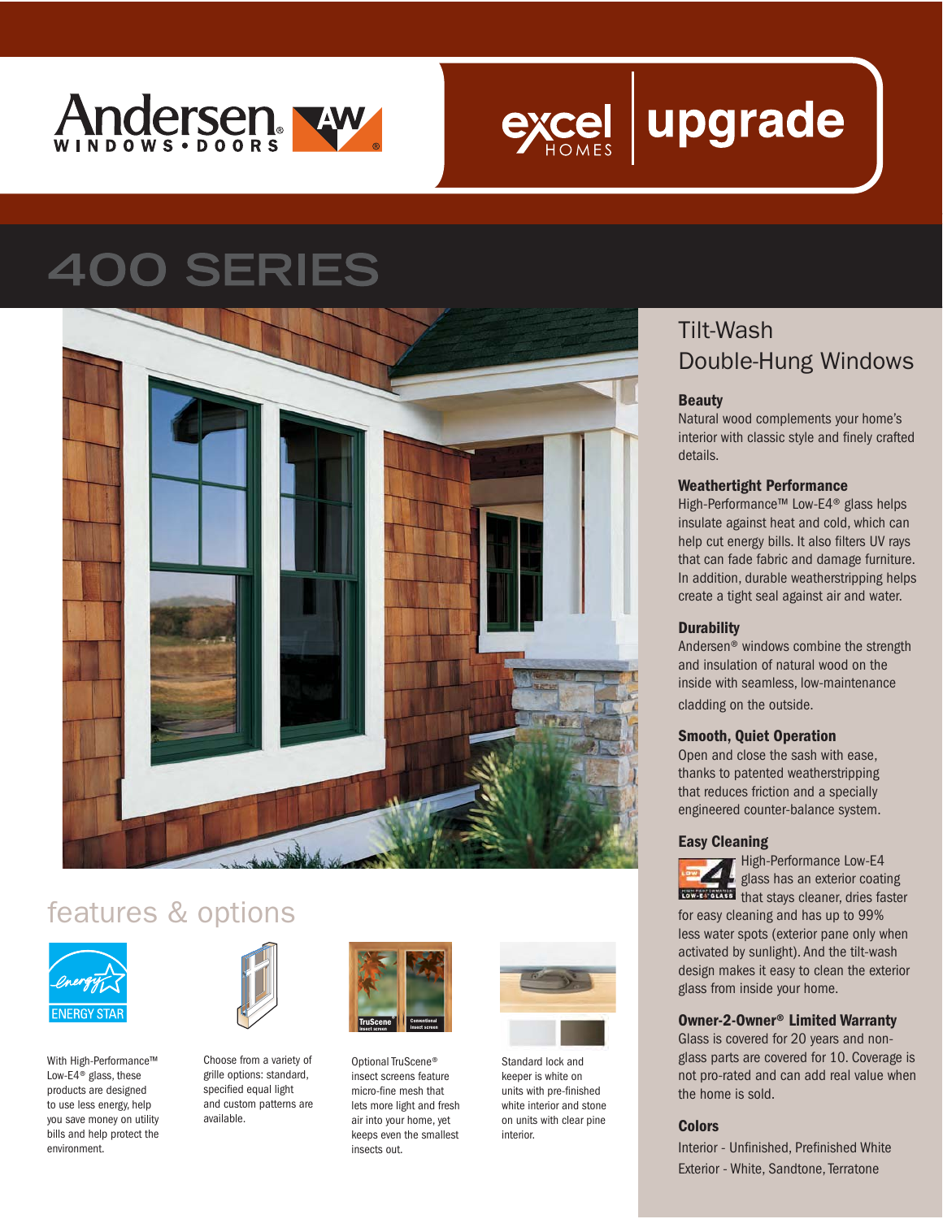Andersen® WINDOWS • DOORS

excel HOMES | upgrade

# 400 SERIES

## Tilt-Wash Double-Hung Windows

### Beauty

Natural wood complements your home's interior with classic style and finely crafted details.

### Weathertight Performance

High-Performance™ Low-E4® glass helps insulate against heat and cold, which can help cut energy bills. It also filters UV rays that can fade fabric and damage furniture. In addition, durable weatherstripping helps create a tight seal against air and water.

### Durability

Andersen® windows combine the strength and insulation of natural wood on the inside with seamless, low-maintenance cladding on the outside.

### Smooth, Quiet Operation

Open and close the sash with ease, thanks to patented weatherstripping that reduces friction and a specially engineered counter-balance system.

### Easy Cleaning

High-Performance Low-E4 glass has an exterior coating that stays cleaner, dries faster for easy cleaning and has up to 99% less water spots (exterior pane only when activated by sunlight). And the tilt-wash design makes it easy to clean the exterior glass from inside your home.

### Owner-2-Owner® Limited Warranty

Glass is covered for 20 years and non-glass parts are covered for 10. Coverage is not pro-rated and can add real value when the home is sold.

### Colors

Interior - Unfinished, Prefinished White

Exterior - White, Sandtone, Terratone

## features & options

ENERGY STAR

With High-Performance™ Low-E4® glass, these products are designed to use less energy, help you save money on utility bills and help protect the environment.

Choose from a variety of grille options: standard, specified equal light and custom patterns are available.

TruScene insect screen | Conventional insect screen

Optional TruScene® insect screens feature micro-fine mesh that lets more light and fresh air into your home, yet keeps even the smallest insects out.

Standard lock and keeper is white on units with pre-finished white interior and stone on units with clear pine interior.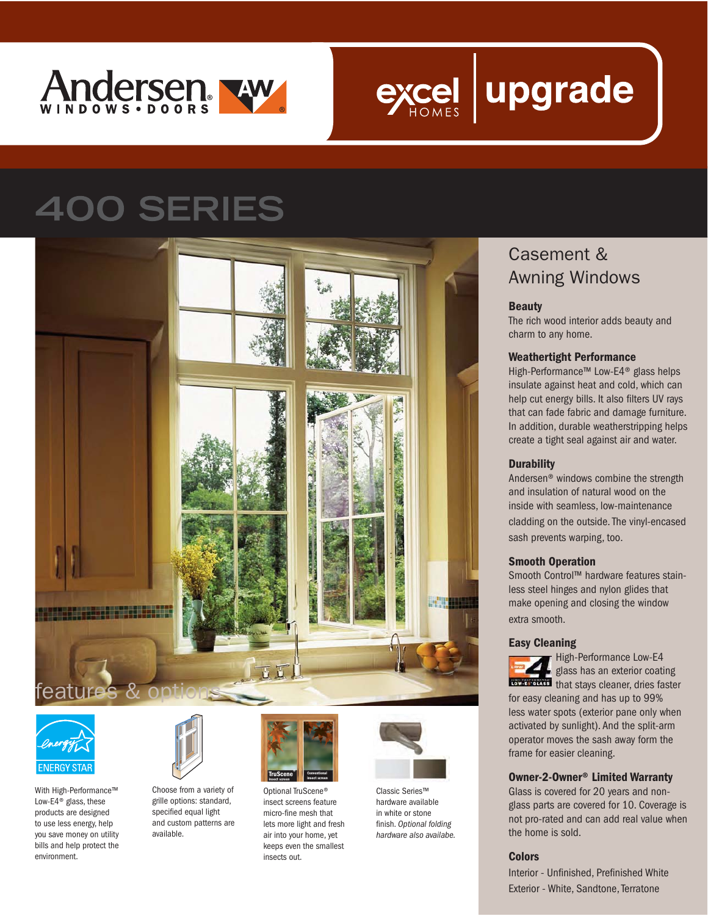Andersen® WINDOWS • DOORS

excel HOMES | upgrade

# 400 SERIES

## Casement & Awning Windows

### Beauty

The rich wood interior adds beauty and charm to any home.

### Weathertight Performance

High-Performance™ Low-E4® glass helps insulate against heat and cold, which can help cut energy bills. It also filters UV rays that can fade fabric and damage furniture. In addition, durable weatherstripping helps create a tight seal against air and water.

### Durability

Andersen® windows combine the strength and insulation of natural wood on the inside with seamless, low-maintenance cladding on the outside. The vinyl-encased sash prevents warping, too.

### Smooth Operation

Smooth Control™ hardware features stainless steel hinges and nylon glides that make opening and closing the window extra smooth.

### Easy Cleaning

High-Performance Low-E4 glass has an exterior coating that stays cleaner, dries faster for easy cleaning and has up to 99% less water spots (exterior pane only when activated by sunlight). And the split-arm operator moves the sash away form the frame for easier cleaning.

### Owner-2-Owner® Limited Warranty

Glass is covered for 20 years and non-glass parts are covered for 10. Coverage is not pro-rated and can add real value when the home is sold.

### Colors

Interior - Unfinished, Prefinished White

Exterior - White, Sandtone, Terratone

## features & options

ENERGY STAR

With High-Performance™ Low-E4® glass, these products are designed to use less energy, help you save money on utility bills and help protect the environment.

Choose from a variety of grille options: standard, specified equal light and custom patterns are available.

Optional TruScene® insect screens feature micro-fine mesh that lets more light and fresh air into your home, yet keeps even the smallest insects out.

Classic Series™ hardware available in white or stone finish. *Optional folding hardware also availabe.*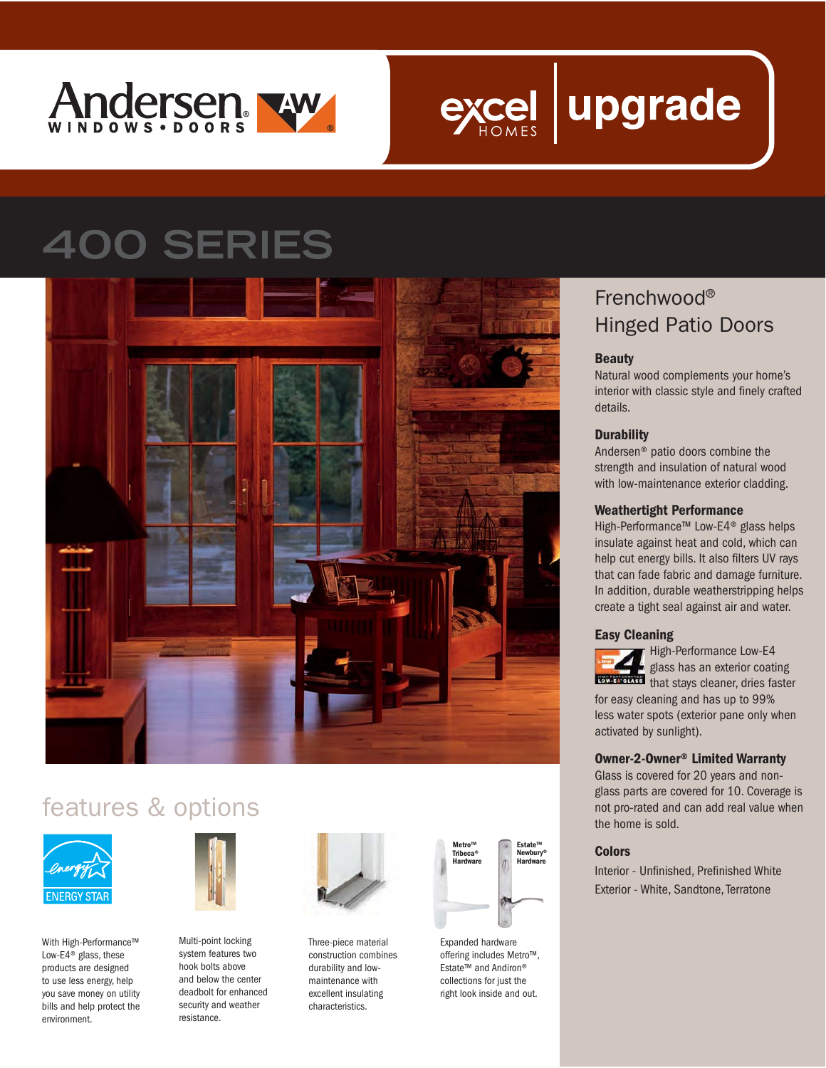Andersen® WINDOWS • DOORS

excel HOMES | upgrade

# 400 SERIES

## Frenchwood® Hinged Patio Doors

### Beauty

Natural wood complements your home's interior with classic style and finely crafted details.

### Durability

Andersen® patio doors combine the strength and insulation of natural wood with low-maintenance exterior cladding.

### Weathertight Performance

High-Performance™ Low-E4® glass helps insulate against heat and cold, which can help cut energy bills. It also filters UV rays that can fade fabric and damage furniture. In addition, durable weatherstripping helps create a tight seal against air and water.

### Easy Cleaning

High-Performance Low-E4 glass has an exterior coating that stays cleaner, dries faster for easy cleaning and has up to 99% less water spots (exterior pane only when activated by sunlight).

### Owner-2-Owner® Limited Warranty

Glass is covered for 20 years and non-glass parts are covered for 10. Coverage is not pro-rated and can add real value when the home is sold.

### Colors

Interior - Unfinished, Prefinished White

Exterior - White, Sandtone, Terratone

## features & options

ENERGY STAR

With High-Performance™ Low-E4® glass, these products are designed to use less energy, help you save money on utility bills and help protect the environment.

Multi-point locking system features two hook bolts above and below the center deadbolt for enhanced security and weather resistance.

Three-piece material construction combines durability and low-maintenance with excellent insulating characteristics.

Metro™ Tribeca® Hardware | Estate™ Newbury® Hardware

Expanded hardware offering includes Metro™, Estate™ and Andiron® collections for just the right look inside and out.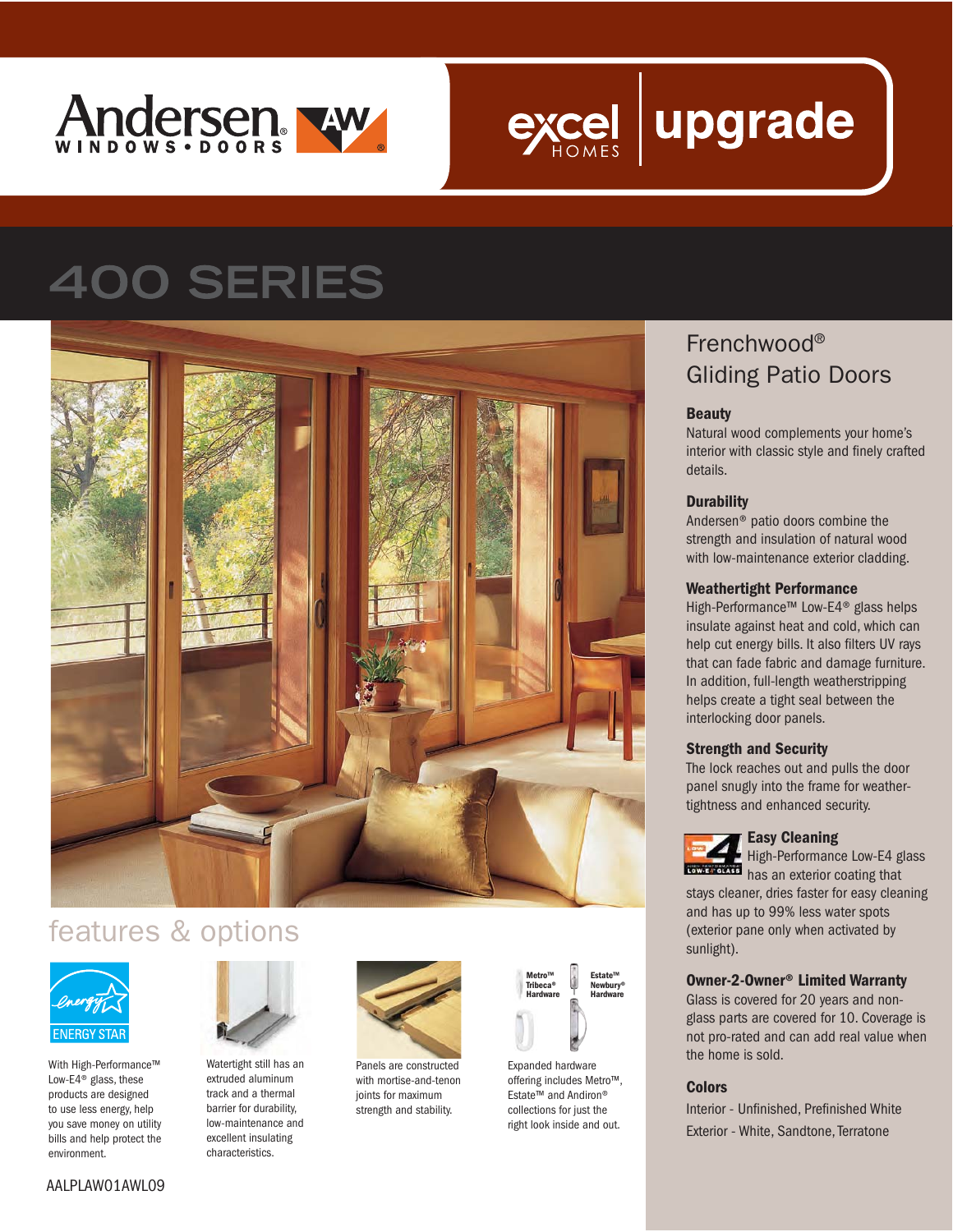Andersen® WINDOWS • DOORS

excel HOMES | upgrade

# 400 SERIES

## Frenchwood® Gliding Patio Doors

### Beauty

Natural wood complements your home's interior with classic style and finely crafted details.

### Durability

Andersen® patio doors combine the strength and insulation of natural wood with low-maintenance exterior cladding.

### Weathertight Performance

High-Performance™ Low-E4® glass helps insulate against heat and cold, which can help cut energy bills. It also filters UV rays that can fade fabric and damage furniture. In addition, full-length weatherstripping helps create a tight seal between the interlocking door panels.

### Strength and Security

The lock reaches out and pulls the door panel snugly into the frame for weather-tightness and enhanced security.

### Easy Cleaning

High-Performance Low-E4 glass has an exterior coating that stays cleaner, dries faster for easy cleaning and has up to 99% less water spots (exterior pane only when activated by sunlight).

### Owner-2-Owner® Limited Warranty

Glass is covered for 20 years and non-glass parts are covered for 10. Coverage is not pro-rated and can add real value when the home is sold.

### Colors

Interior - Unfinished, Prefinished White

Exterior - White, Sandtone, Terratone

## features & options

ENERGY STAR

With High-Performance™ Low-E4® glass, these products are designed to use less energy, help you save money on utility bills and help protect the environment.

Watertight still has an extruded aluminum track and a thermal barrier for durability, low-maintenance and excellent insulating characteristics.

Panels are constructed with mortise-and-tenon joints for maximum strength and stability.

Metro™ Tribeca® Hardware

Estate™ Newbury® Hardware

Expanded hardware offering includes Metro™, Estate™ and Andiron® collections for just the right look inside and out.

AALPLAW01AWL09